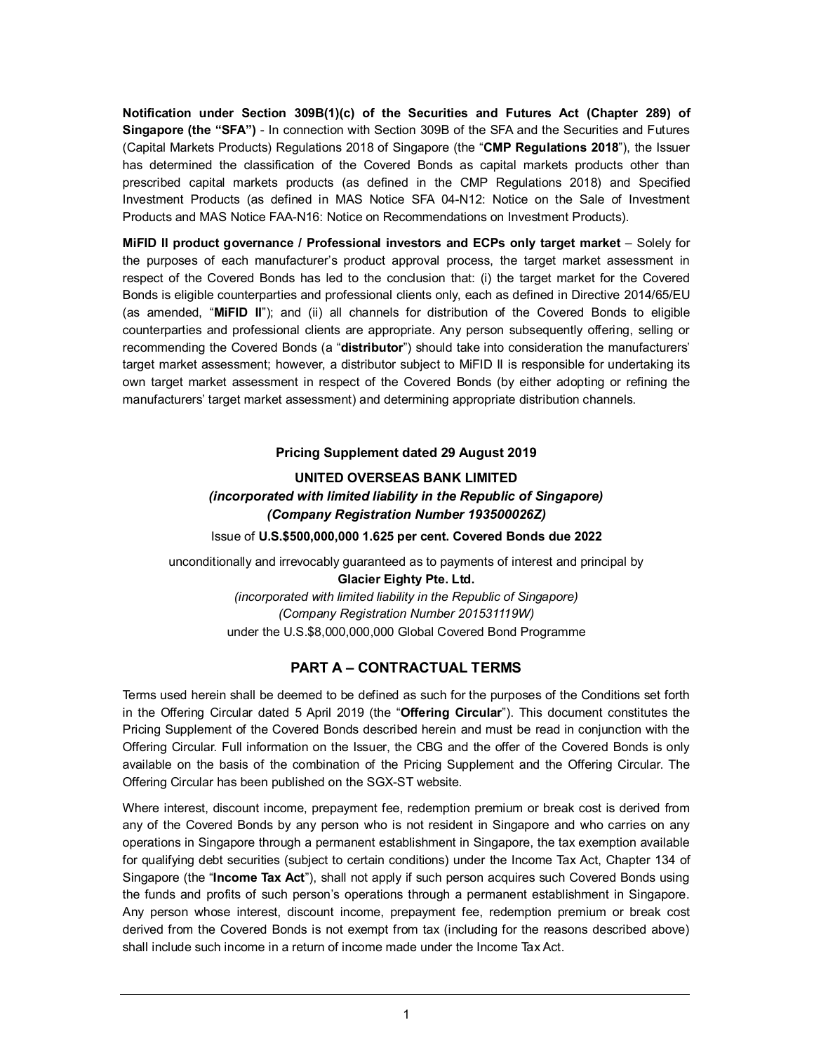**Notification under Section 309B(1)(c) of the Securities and Futures Act (Chapter 289) of Singapore (the "SFA")** - In connection with Section 309B of the SFA and the Securities and Futures (Capital Markets Products) Regulations 2018 of Singapore (the "**CMP Regulations 2018**"), the Issuer has determined the classification of the Covered Bonds as capital markets products other than prescribed capital markets products (as defined in the CMP Regulations 2018) and Specified Investment Products (as defined in MAS Notice SFA 04-N12: Notice on the Sale of Investment Products and MAS Notice FAA-N16: Notice on Recommendations on Investment Products).

**MiFID II product governance / Professional investors and ECPs only target market** – Solely for the purposes of each manufacturer's product approval process, the target market assessment in respect of the Covered Bonds has led to the conclusion that: (i) the target market for the Covered Bonds is eligible counterparties and professional clients only, each as defined in Directive 2014/65/EU (as amended, "**MiFID II**"); and (ii) all channels for distribution of the Covered Bonds to eligible counterparties and professional clients are appropriate. Any person subsequently offering, selling or recommending the Covered Bonds (a "**distributor**") should take into consideration the manufacturers' target market assessment; however, a distributor subject to MiFID II is responsible for undertaking its own target market assessment in respect of the Covered Bonds (by either adopting or refining the manufacturers' target market assessment) and determining appropriate distribution channels.

**Pricing Supplement dated 29 August 2019**

**UNITED OVERSEAS BANK LIMITED**

***(incorporated with limited liability in the Republic of Singapore)***

***(Company Registration Number 193500026Z)***

Issue of **U.S.$500,000,000 1.625 per cent. Covered Bonds due 2022**

unconditionally and irrevocably guaranteed as to payments of interest and principal by

**Glacier Eighty Pte. Ltd.**

*(incorporated with limited liability in the Republic of Singapore)*

*(Company Registration Number 201531119W)*

under the U.S.$8,000,000,000 Global Covered Bond Programme

## PART A – CONTRACTUAL TERMS

Terms used herein shall be deemed to be defined as such for the purposes of the Conditions set forth in the Offering Circular dated 5 April 2019 (the "**Offering Circular**"). This document constitutes the Pricing Supplement of the Covered Bonds described herein and must be read in conjunction with the Offering Circular. Full information on the Issuer, the CBG and the offer of the Covered Bonds is only available on the basis of the combination of the Pricing Supplement and the Offering Circular. The Offering Circular has been published on the SGX-ST website.

Where interest, discount income, prepayment fee, redemption premium or break cost is derived from any of the Covered Bonds by any person who is not resident in Singapore and who carries on any operations in Singapore through a permanent establishment in Singapore, the tax exemption available for qualifying debt securities (subject to certain conditions) under the Income Tax Act, Chapter 134 of Singapore (the "**Income Tax Act**"), shall not apply if such person acquires such Covered Bonds using the funds and profits of such person's operations through a permanent establishment in Singapore. Any person whose interest, discount income, prepayment fee, redemption premium or break cost derived from the Covered Bonds is not exempt from tax (including for the reasons described above) shall include such income in a return of income made under the Income Tax Act.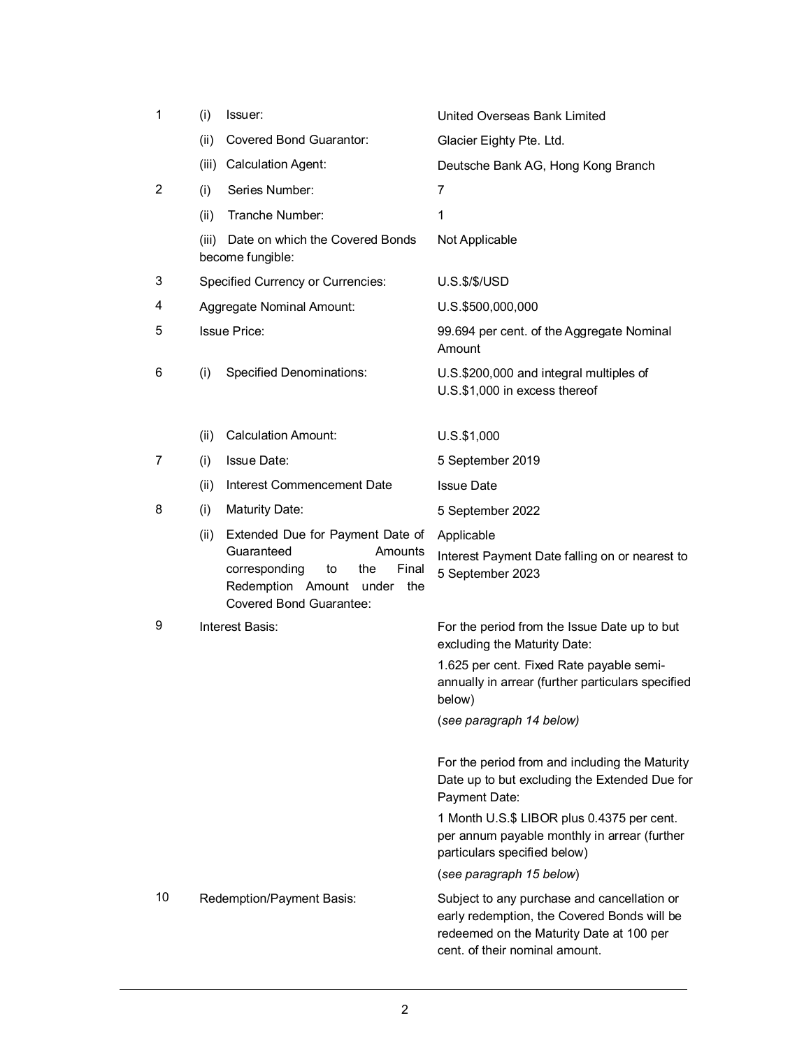| | | | |
|---|---|---|---|
| 1 | (i) | Issuer: | United Overseas Bank Limited |
| | (ii) | Covered Bond Guarantor: | Glacier Eighty Pte. Ltd. |
| | (iii) | Calculation Agent: | Deutsche Bank AG, Hong Kong Branch |
| 2 | (i) | Series Number: | 7 |
| | (ii) | Tranche Number: | 1 |
| | (iii) | Date on which the Covered Bonds become fungible: | Not Applicable |
| 3 | | Specified Currency or Currencies: | U.S.$/$/USD |
| 4 | | Aggregate Nominal Amount: | U.S.$500,000,000 |
| 5 | | Issue Price: | 99.694 per cent. of the Aggregate Nominal Amount |
| 6 | (i) | Specified Denominations: | U.S.$200,000 and integral multiples of U.S.$1,000 in excess thereof |
| | (ii) | Calculation Amount: | U.S.$1,000 |
| 7 | (i) | Issue Date: | 5 September 2019 |
| | (ii) | Interest Commencement Date | Issue Date |
| 8 | (i) | Maturity Date: | 5 September 2022 |
| | (ii) | Extended Due for Payment Date of Guaranteed Amounts corresponding to the Final Redemption Amount under the Covered Bond Guarantee: | Applicable<br>Interest Payment Date falling on or nearest to 5 September 2023 |
| 9 | | Interest Basis: | For the period from the Issue Date up to but excluding the Maturity Date:<br>1.625 per cent. Fixed Rate payable semi-annually in arrear (further particulars specified below)<br>(*see paragraph 14 below)*<br><br>For the period from and including the Maturity Date up to but excluding the Extended Due for Payment Date:<br>1 Month U.S.$ LIBOR plus 0.4375 per cent. per annum payable monthly in arrear (further particulars specified below)<br>(*see paragraph 15 below*) |
| 10 | | Redemption/Payment Basis: | Subject to any purchase and cancellation or early redemption, the Covered Bonds will be redeemed on the Maturity Date at 100 per cent. of their nominal amount. |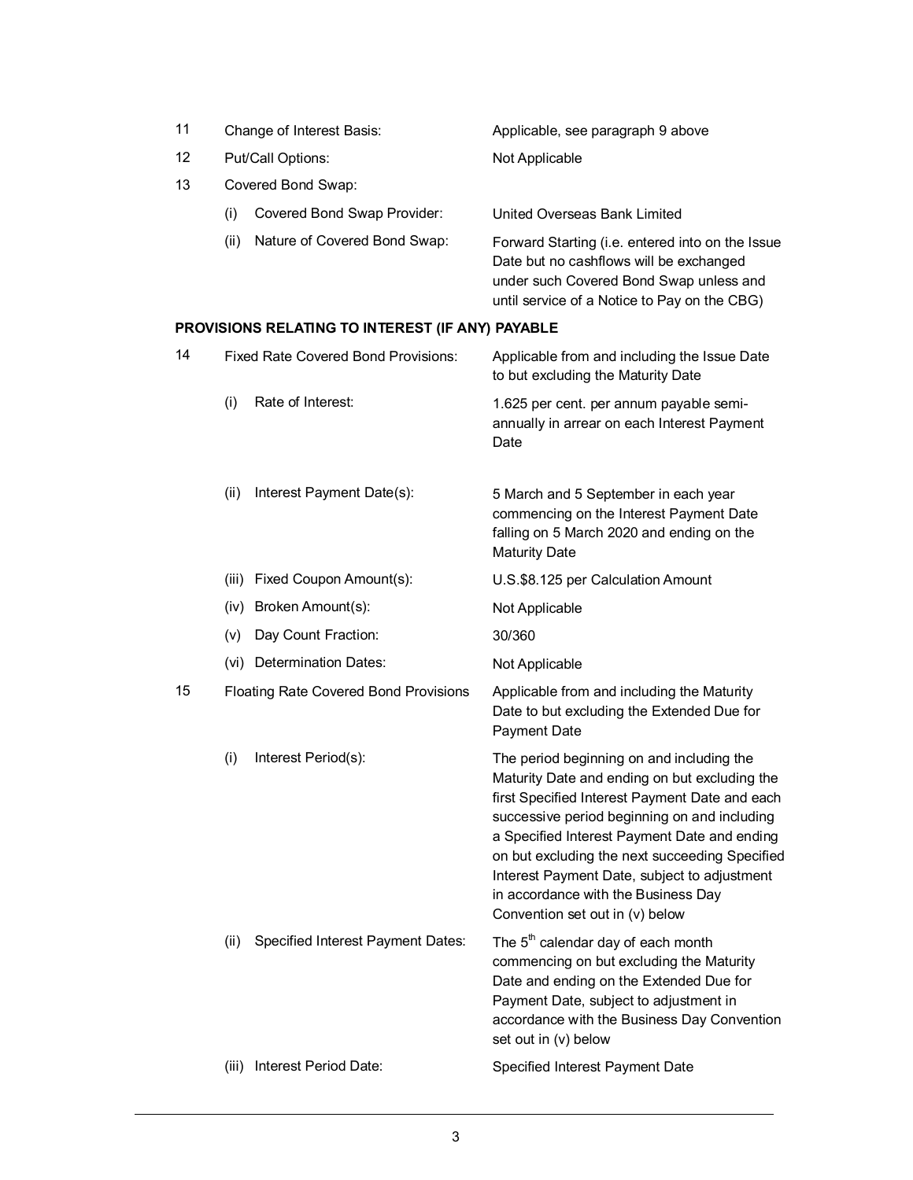| | | |
|---|---|---|
| 11 | Change of Interest Basis: | Applicable, see paragraph 9 above |
| 12 | Put/Call Options: | Not Applicable |
| 13 | Covered Bond Swap: | |
| | (i) Covered Bond Swap Provider: | United Overseas Bank Limited |
| | (ii) Nature of Covered Bond Swap: | Forward Starting (i.e. entered into on the Issue Date but no cashflows will be exchanged under such Covered Bond Swap unless and until service of a Notice to Pay on the CBG) |

**PROVISIONS RELATING TO INTEREST (IF ANY) PAYABLE**

| | | |
|---|---|---|
| 14 | Fixed Rate Covered Bond Provisions: | Applicable from and including the Issue Date to but excluding the Maturity Date |
| | (i) Rate of Interest: | 1.625 per cent. per annum payable semi-annually in arrear on each Interest Payment Date |
| | (ii) Interest Payment Date(s): | 5 March and 5 September in each year commencing on the Interest Payment Date falling on 5 March 2020 and ending on the Maturity Date |
| | (iii) Fixed Coupon Amount(s): | U.S.$8.125 per Calculation Amount |
| | (iv) Broken Amount(s): | Not Applicable |
| | (v) Day Count Fraction: | 30/360 |
| | (vi) Determination Dates: | Not Applicable |
| 15 | Floating Rate Covered Bond Provisions | Applicable from and including the Maturity Date to but excluding the Extended Due for Payment Date |
| | (i) Interest Period(s): | The period beginning on and including the Maturity Date and ending on but excluding the first Specified Interest Payment Date and each successive period beginning on and including a Specified Interest Payment Date and ending on but excluding the next succeeding Specified Interest Payment Date, subject to adjustment in accordance with the Business Day Convention set out in (v) below |
| | (ii) Specified Interest Payment Dates: | The 5th calendar day of each month commencing on but excluding the Maturity Date and ending on the Extended Due for Payment Date, subject to adjustment in accordance with the Business Day Convention set out in (v) below |
| | (iii) Interest Period Date: | Specified Interest Payment Date |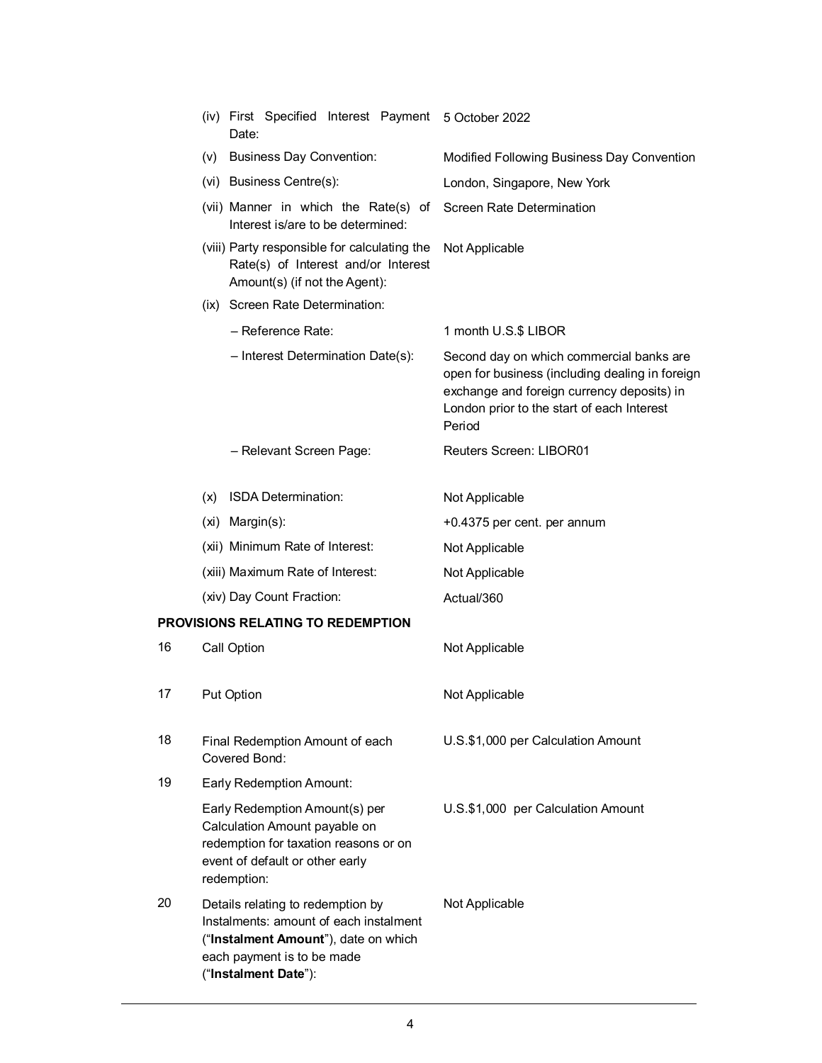| | |
|---|---|
| (iv) First Specified Interest Payment Date: | 5 October 2022 |
| (v) Business Day Convention: | Modified Following Business Day Convention |
| (vi) Business Centre(s): | London, Singapore, New York |
| (vii) Manner in which the Rate(s) of Interest is/are to be determined: | Screen Rate Determination |
| (viii) Party responsible for calculating the Rate(s) of Interest and/or Interest Amount(s) (if not the Agent): | Not Applicable |
| (ix) Screen Rate Determination: | |
| – Reference Rate: | 1 month U.S.$ LIBOR |
| – Interest Determination Date(s): | Second day on which commercial banks are open for business (including dealing in foreign exchange and foreign currency deposits) in London prior to the start of each Interest Period |
| – Relevant Screen Page: | Reuters Screen: LIBOR01 |
| (x) ISDA Determination: | Not Applicable |
| (xi) Margin(s): | +0.4375 per cent. per annum |
| (xii) Minimum Rate of Interest: | Not Applicable |
| (xiii) Maximum Rate of Interest: | Not Applicable |
| (xiv) Day Count Fraction: | Actual/360 |

**PROVISIONS RELATING TO REDEMPTION**

| | | |
|---|---|---|
| 16 | Call Option | Not Applicable |
| 17 | Put Option | Not Applicable |
| 18 | Final Redemption Amount of each Covered Bond: | U.S.$1,000 per Calculation Amount |
| 19 | Early Redemption Amount: | |
| | Early Redemption Amount(s) per Calculation Amount payable on redemption for taxation reasons or on event of default or other early redemption: | U.S.$1,000 per Calculation Amount |
| 20 | Details relating to redemption by Instalments: amount of each instalment ("**Instalment Amount**"), date on which each payment is to be made ("**Instalment Date**"): | Not Applicable |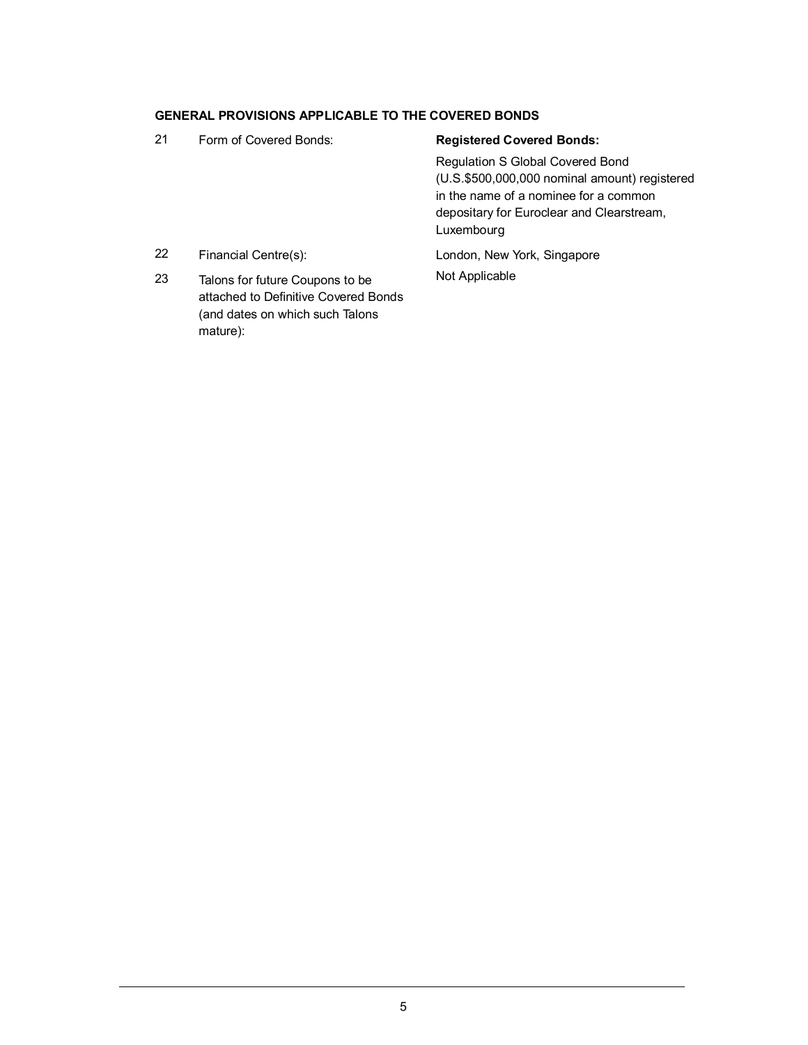**GENERAL PROVISIONS APPLICABLE TO THE COVERED BONDS**

| | | |
|---|---|---|
| 21 | Form of Covered Bonds: | **Registered Covered Bonds:**<br>Regulation S Global Covered Bond (U.S.$500,000,000 nominal amount) registered in the name of a nominee for a common depositary for Euroclear and Clearstream, Luxembourg |
| 22 | Financial Centre(s): | London, New York, Singapore |
| 23 | Talons for future Coupons to be attached to Definitive Covered Bonds (and dates on which such Talons mature): | Not Applicable |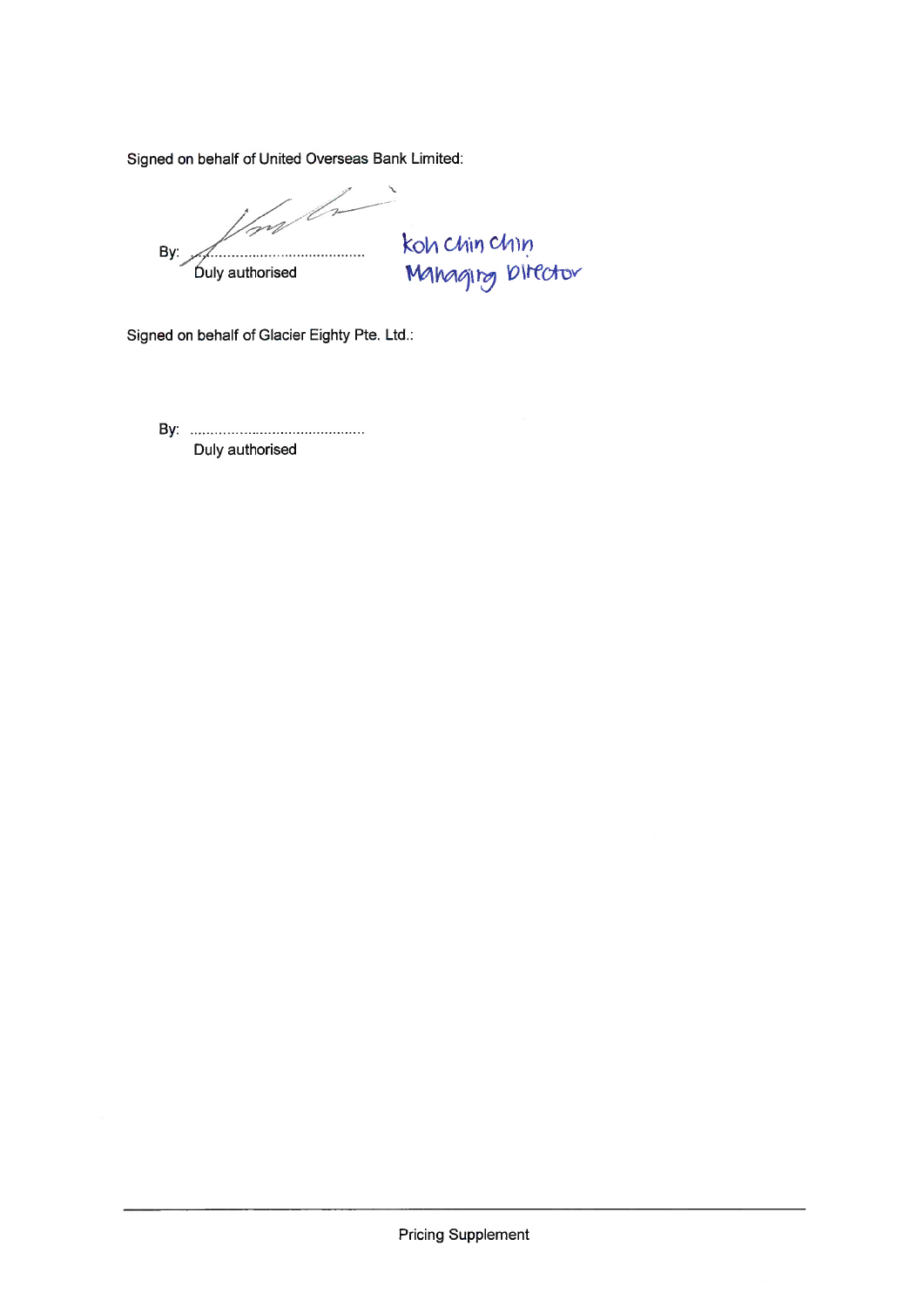Signed on behalf of United Overseas Bank Limited:

By: ..........................................
Duly authorised

Koh Chin Chin
Managing Director

Signed on behalf of Glacier Eighty Pte. Ltd.:

By: ..........................................
Duly authorised

Pricing Supplement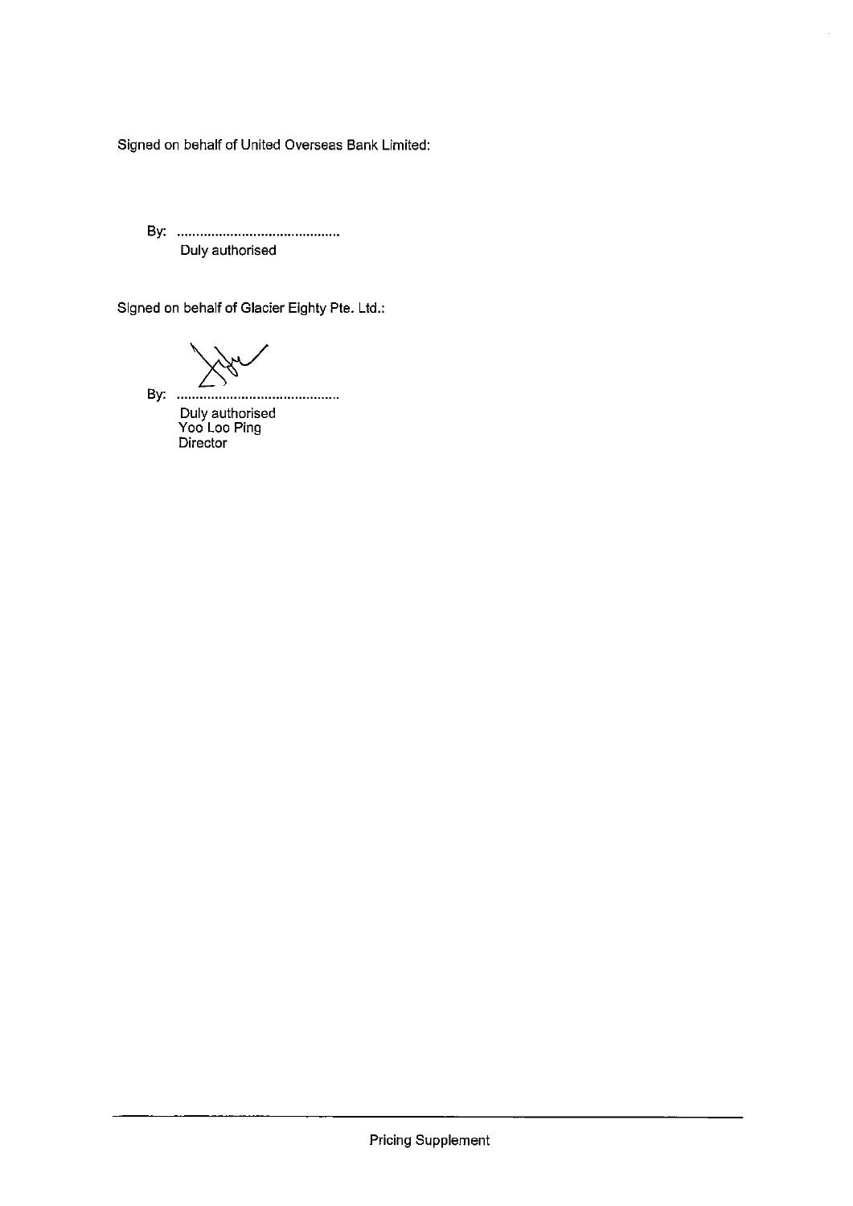Signed on behalf of United Overseas Bank Limited:

By: ...........................................
Duly authorised

Signed on behalf of Glacier Eighty Pte. Ltd.:

By: ...........................................
Duly authorised
Yoo Loo Ping
Director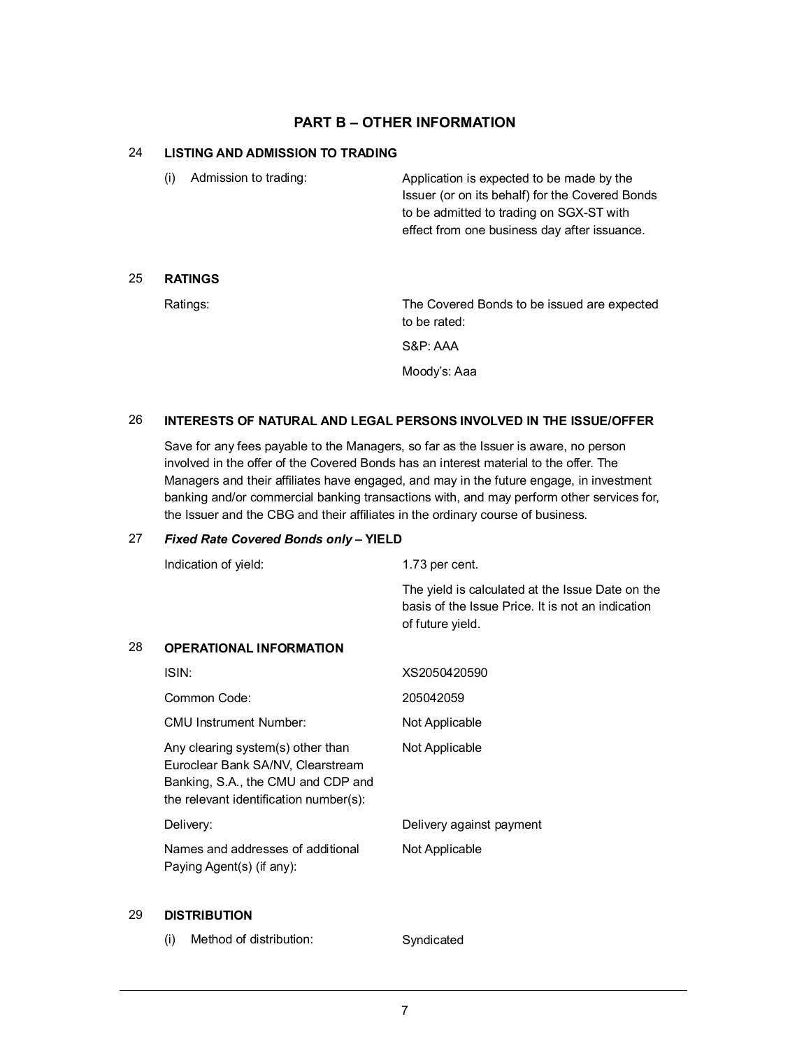## PART B – OTHER INFORMATION

**24 LISTING AND ADMISSION TO TRADING**

| | |
|---|---|
| (i) Admission to trading: | Application is expected to be made by the Issuer (or on its behalf) for the Covered Bonds to be admitted to trading on SGX-ST with effect from one business day after issuance. |

**25 RATINGS**

| | |
|---|---|
| Ratings: | The Covered Bonds to be issued are expected to be rated:<br>S&P: AAA<br>Moody's: Aaa |

**26 INTERESTS OF NATURAL AND LEGAL PERSONS INVOLVED IN THE ISSUE/OFFER**

Save for any fees payable to the Managers, so far as the Issuer is aware, no person involved in the offer of the Covered Bonds has an interest material to the offer. The Managers and their affiliates have engaged, and may in the future engage, in investment banking and/or commercial banking transactions with, and may perform other services for, the Issuer and the CBG and their affiliates in the ordinary course of business.

**27 *Fixed Rate Covered Bonds only* – YIELD**

| | |
|---|---|
| Indication of yield: | 1.73 per cent.<br>The yield is calculated at the Issue Date on the basis of the Issue Price. It is not an indication of future yield. |

**28 OPERATIONAL INFORMATION**

| | |
|---|---|
| ISIN: | XS2050420590 |
| Common Code: | 205042059 |
| CMU Instrument Number: | Not Applicable |
| Any clearing system(s) other than Euroclear Bank SA/NV, Clearstream Banking, S.A., the CMU and CDP and the relevant identification number(s): | Not Applicable |
| Delivery: | Delivery against payment |
| Names and addresses of additional Paying Agent(s) (if any): | Not Applicable |

**29 DISTRIBUTION**

| | |
|---|---|
| (i) Method of distribution: | Syndicated |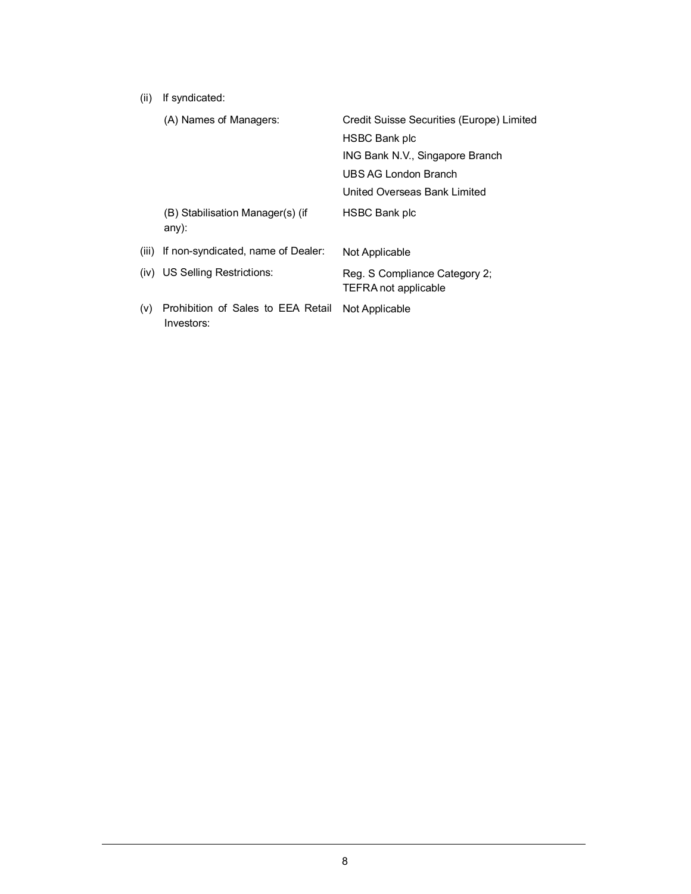| | | |
|---|---|---|
| (ii) | If syndicated: | |
| | (A) Names of Managers: | Credit Suisse Securities (Europe) Limited<br>HSBC Bank plc<br>ING Bank N.V., Singapore Branch<br>UBS AG London Branch<br>United Overseas Bank Limited |
| | (B) Stabilisation Manager(s) (if any): | HSBC Bank plc |
| (iii) | If non-syndicated, name of Dealer: | Not Applicable |
| (iv) | US Selling Restrictions: | Reg. S Compliance Category 2;<br>TEFRA not applicable |
| (v) | Prohibition of Sales to EEA Retail Investors: | Not Applicable |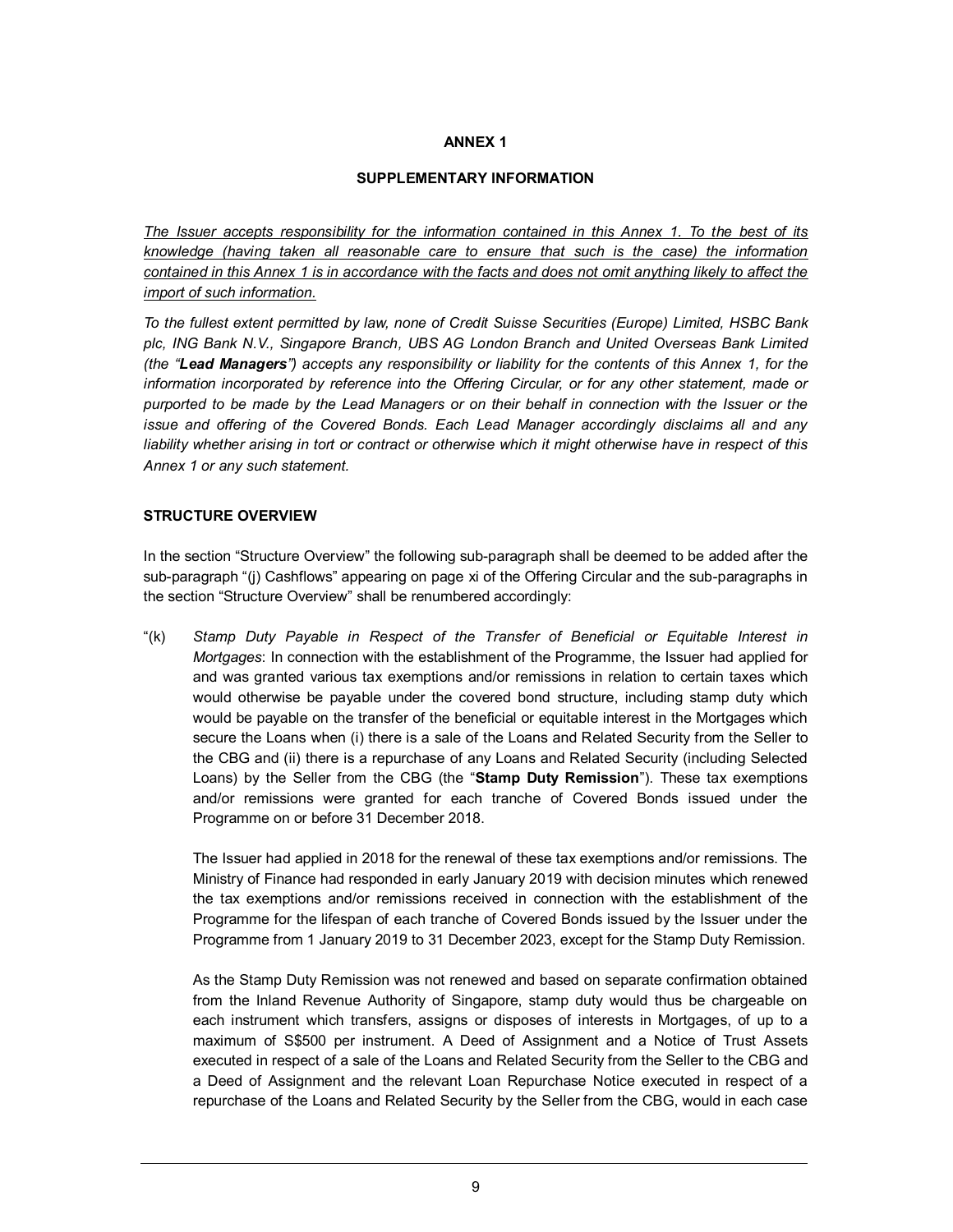**ANNEX 1**

**SUPPLEMENTARY INFORMATION**

*The Issuer accepts responsibility for the information contained in this Annex 1. To the best of its knowledge (having taken all reasonable care to ensure that such is the case) the information contained in this Annex 1 is in accordance with the facts and does not omit anything likely to affect the import of such information.*

*To the fullest extent permitted by law, none of Credit Suisse Securities (Europe) Limited, HSBC Bank plc, ING Bank N.V., Singapore Branch, UBS AG London Branch and United Overseas Bank Limited (the "**Lead Managers**") accepts any responsibility or liability for the contents of this Annex 1, for the information incorporated by reference into the Offering Circular, or for any other statement, made or purported to be made by the Lead Managers or on their behalf in connection with the Issuer or the issue and offering of the Covered Bonds. Each Lead Manager accordingly disclaims all and any liability whether arising in tort or contract or otherwise which it might otherwise have in respect of this Annex 1 or any such statement.*

**STRUCTURE OVERVIEW**

In the section "Structure Overview" the following sub-paragraph shall be deemed to be added after the sub-paragraph "(j) Cashflows" appearing on page xi of the Offering Circular and the sub-paragraphs in the section "Structure Overview" shall be renumbered accordingly:

"(k) *Stamp Duty Payable in Respect of the Transfer of Beneficial or Equitable Interest in Mortgages*: In connection with the establishment of the Programme, the Issuer had applied for and was granted various tax exemptions and/or remissions in relation to certain taxes which would otherwise be payable under the covered bond structure, including stamp duty which would be payable on the transfer of the beneficial or equitable interest in the Mortgages which secure the Loans when (i) there is a sale of the Loans and Related Security from the Seller to the CBG and (ii) there is a repurchase of any Loans and Related Security (including Selected Loans) by the Seller from the CBG (the "**Stamp Duty Remission**"). These tax exemptions and/or remissions were granted for each tranche of Covered Bonds issued under the Programme on or before 31 December 2018.

The Issuer had applied in 2018 for the renewal of these tax exemptions and/or remissions. The Ministry of Finance had responded in early January 2019 with decision minutes which renewed the tax exemptions and/or remissions received in connection with the establishment of the Programme for the lifespan of each tranche of Covered Bonds issued by the Issuer under the Programme from 1 January 2019 to 31 December 2023, except for the Stamp Duty Remission.

As the Stamp Duty Remission was not renewed and based on separate confirmation obtained from the Inland Revenue Authority of Singapore, stamp duty would thus be chargeable on each instrument which transfers, assigns or disposes of interests in Mortgages, of up to a maximum of S$500 per instrument. A Deed of Assignment and a Notice of Trust Assets executed in respect of a sale of the Loans and Related Security from the Seller to the CBG and a Deed of Assignment and the relevant Loan Repurchase Notice executed in respect of a repurchase of the Loans and Related Security by the Seller from the CBG, would in each case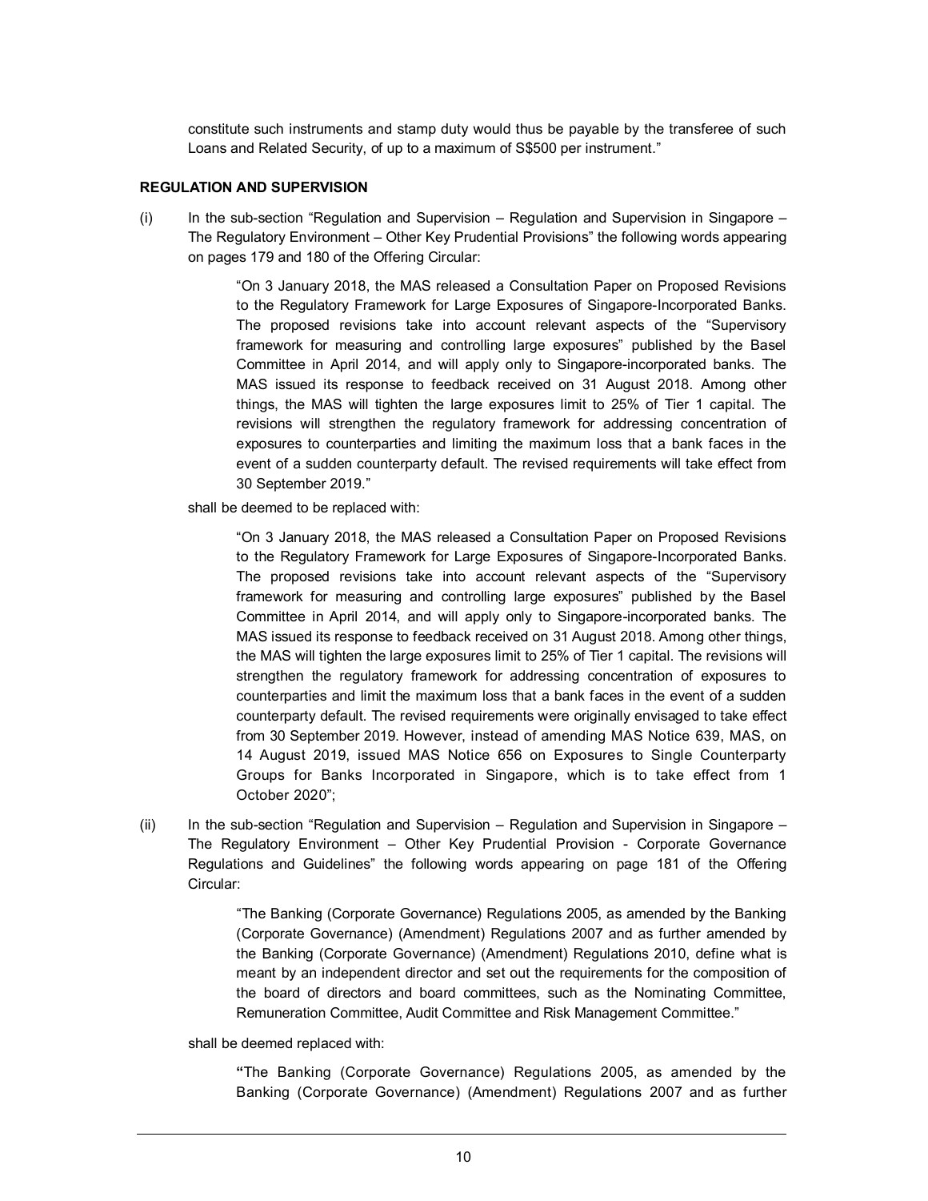constitute such instruments and stamp duty would thus be payable by the transferee of such Loans and Related Security, of up to a maximum of S$500 per instrument."

**REGULATION AND SUPERVISION**

(i) In the sub-section "Regulation and Supervision – Regulation and Supervision in Singapore – The Regulatory Environment – Other Key Prudential Provisions" the following words appearing on pages 179 and 180 of the Offering Circular:

> "On 3 January 2018, the MAS released a Consultation Paper on Proposed Revisions to the Regulatory Framework for Large Exposures of Singapore-Incorporated Banks. The proposed revisions take into account relevant aspects of the "Supervisory framework for measuring and controlling large exposures" published by the Basel Committee in April 2014, and will apply only to Singapore-incorporated banks. The MAS issued its response to feedback received on 31 August 2018. Among other things, the MAS will tighten the large exposures limit to 25% of Tier 1 capital. The revisions will strengthen the regulatory framework for addressing concentration of exposures to counterparties and limiting the maximum loss that a bank faces in the event of a sudden counterparty default. The revised requirements will take effect from 30 September 2019."

shall be deemed to be replaced with:

> "On 3 January 2018, the MAS released a Consultation Paper on Proposed Revisions to the Regulatory Framework for Large Exposures of Singapore-Incorporated Banks. The proposed revisions take into account relevant aspects of the "Supervisory framework for measuring and controlling large exposures" published by the Basel Committee in April 2014, and will apply only to Singapore-incorporated banks. The MAS issued its response to feedback received on 31 August 2018. Among other things, the MAS will tighten the large exposures limit to 25% of Tier 1 capital. The revisions will strengthen the regulatory framework for addressing concentration of exposures to counterparties and limit the maximum loss that a bank faces in the event of a sudden counterparty default. The revised requirements were originally envisaged to take effect from 30 September 2019. However, instead of amending MAS Notice 639, MAS, on 14 August 2019, issued MAS Notice 656 on Exposures to Single Counterparty Groups for Banks Incorporated in Singapore, which is to take effect from 1 October 2020";

(ii) In the sub-section "Regulation and Supervision – Regulation and Supervision in Singapore – The Regulatory Environment – Other Key Prudential Provision - Corporate Governance Regulations and Guidelines" the following words appearing on page 181 of the Offering Circular:

> "The Banking (Corporate Governance) Regulations 2005, as amended by the Banking (Corporate Governance) (Amendment) Regulations 2007 and as further amended by the Banking (Corporate Governance) (Amendment) Regulations 2010, define what is meant by an independent director and set out the requirements for the composition of the board of directors and board committees, such as the Nominating Committee, Remuneration Committee, Audit Committee and Risk Management Committee."

shall be deemed replaced with:

> "The Banking (Corporate Governance) Regulations 2005, as amended by the Banking (Corporate Governance) (Amendment) Regulations 2007 and as further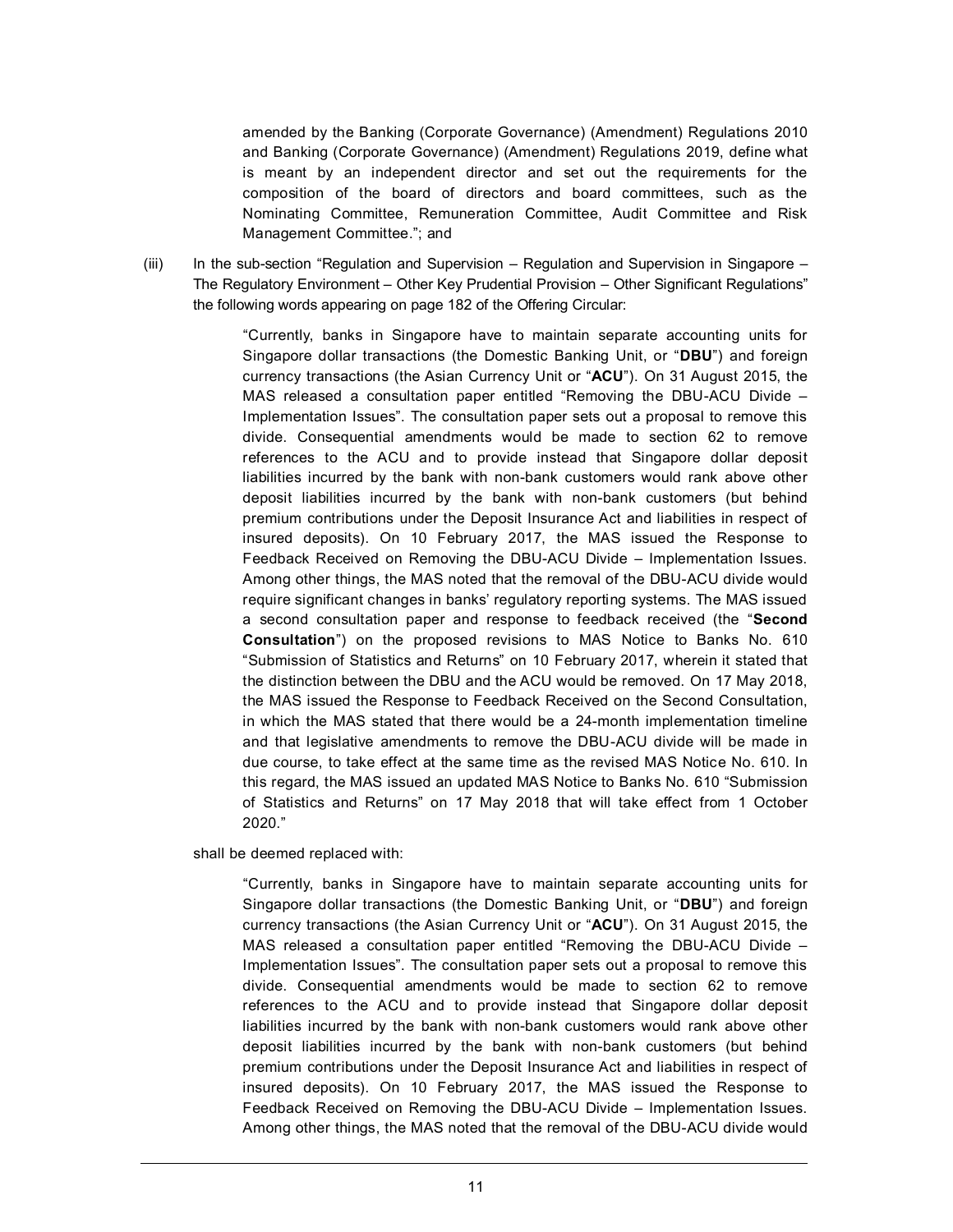amended by the Banking (Corporate Governance) (Amendment) Regulations 2010 and Banking (Corporate Governance) (Amendment) Regulations 2019, define what is meant by an independent director and set out the requirements for the composition of the board of directors and board committees, such as the Nominating Committee, Remuneration Committee, Audit Committee and Risk Management Committee."; and

(iii) In the sub-section "Regulation and Supervision – Regulation and Supervision in Singapore – The Regulatory Environment – Other Key Prudential Provision – Other Significant Regulations" the following words appearing on page 182 of the Offering Circular:

> "Currently, banks in Singapore have to maintain separate accounting units for Singapore dollar transactions (the Domestic Banking Unit, or "**DBU**") and foreign currency transactions (the Asian Currency Unit or "**ACU**"). On 31 August 2015, the MAS released a consultation paper entitled "Removing the DBU-ACU Divide – Implementation Issues". The consultation paper sets out a proposal to remove this divide. Consequential amendments would be made to section 62 to remove references to the ACU and to provide instead that Singapore dollar deposit liabilities incurred by the bank with non-bank customers would rank above other deposit liabilities incurred by the bank with non-bank customers (but behind premium contributions under the Deposit Insurance Act and liabilities in respect of insured deposits). On 10 February 2017, the MAS issued the Response to Feedback Received on Removing the DBU-ACU Divide – Implementation Issues. Among other things, the MAS noted that the removal of the DBU-ACU divide would require significant changes in banks' regulatory reporting systems. The MAS issued a second consultation paper and response to feedback received (the "**Second Consultation**") on the proposed revisions to MAS Notice to Banks No. 610 "Submission of Statistics and Returns" on 10 February 2017, wherein it stated that the distinction between the DBU and the ACU would be removed. On 17 May 2018, the MAS issued the Response to Feedback Received on the Second Consultation, in which the MAS stated that there would be a 24-month implementation timeline and that legislative amendments to remove the DBU-ACU divide will be made in due course, to take effect at the same time as the revised MAS Notice No. 610. In this regard, the MAS issued an updated MAS Notice to Banks No. 610 "Submission of Statistics and Returns" on 17 May 2018 that will take effect from 1 October 2020."

shall be deemed replaced with:

> "Currently, banks in Singapore have to maintain separate accounting units for Singapore dollar transactions (the Domestic Banking Unit, or "**DBU**") and foreign currency transactions (the Asian Currency Unit or "**ACU**"). On 31 August 2015, the MAS released a consultation paper entitled "Removing the DBU-ACU Divide – Implementation Issues". The consultation paper sets out a proposal to remove this divide. Consequential amendments would be made to section 62 to remove references to the ACU and to provide instead that Singapore dollar deposit liabilities incurred by the bank with non-bank customers would rank above other deposit liabilities incurred by the bank with non-bank customers (but behind premium contributions under the Deposit Insurance Act and liabilities in respect of insured deposits). On 10 February 2017, the MAS issued the Response to Feedback Received on Removing the DBU-ACU Divide – Implementation Issues. Among other things, the MAS noted that the removal of the DBU-ACU divide would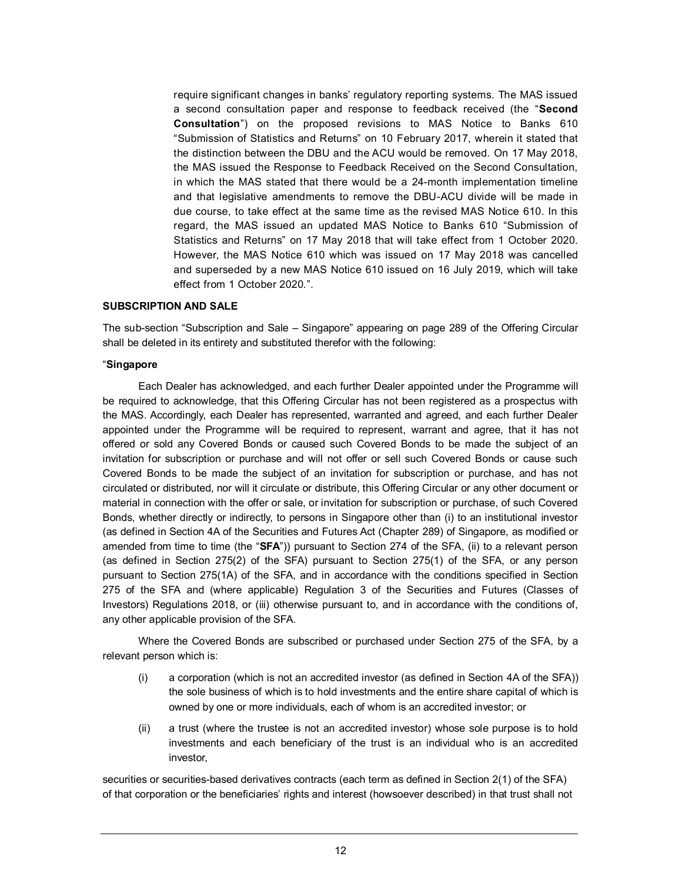require significant changes in banks' regulatory reporting systems. The MAS issued a second consultation paper and response to feedback received (the "**Second Consultation**") on the proposed revisions to MAS Notice to Banks 610 "Submission of Statistics and Returns" on 10 February 2017, wherein it stated that the distinction between the DBU and the ACU would be removed. On 17 May 2018, the MAS issued the Response to Feedback Received on the Second Consultation, in which the MAS stated that there would be a 24-month implementation timeline and that legislative amendments to remove the DBU-ACU divide will be made in due course, to take effect at the same time as the revised MAS Notice 610. In this regard, the MAS issued an updated MAS Notice to Banks 610 "Submission of Statistics and Returns" on 17 May 2018 that will take effect from 1 October 2020. However, the MAS Notice 610 which was issued on 17 May 2018 was cancelled and superseded by a new MAS Notice 610 issued on 16 July 2019, which will take effect from 1 October 2020.".

**SUBSCRIPTION AND SALE**

The sub-section "Subscription and Sale – Singapore" appearing on page 289 of the Offering Circular shall be deleted in its entirety and substituted therefor with the following:

"**Singapore**

Each Dealer has acknowledged, and each further Dealer appointed under the Programme will be required to acknowledge, that this Offering Circular has not been registered as a prospectus with the MAS. Accordingly, each Dealer has represented, warranted and agreed, and each further Dealer appointed under the Programme will be required to represent, warrant and agree, that it has not offered or sold any Covered Bonds or caused such Covered Bonds to be made the subject of an invitation for subscription or purchase and will not offer or sell such Covered Bonds or cause such Covered Bonds to be made the subject of an invitation for subscription or purchase, and has not circulated or distributed, nor will it circulate or distribute, this Offering Circular or any other document or material in connection with the offer or sale, or invitation for subscription or purchase, of such Covered Bonds, whether directly or indirectly, to persons in Singapore other than (i) to an institutional investor (as defined in Section 4A of the Securities and Futures Act (Chapter 289) of Singapore, as modified or amended from time to time (the "**SFA**")) pursuant to Section 274 of the SFA, (ii) to a relevant person (as defined in Section 275(2) of the SFA) pursuant to Section 275(1) of the SFA, or any person pursuant to Section 275(1A) of the SFA, and in accordance with the conditions specified in Section 275 of the SFA and (where applicable) Regulation 3 of the Securities and Futures (Classes of Investors) Regulations 2018, or (iii) otherwise pursuant to, and in accordance with the conditions of, any other applicable provision of the SFA.

Where the Covered Bonds are subscribed or purchased under Section 275 of the SFA, by a relevant person which is:

(i) a corporation (which is not an accredited investor (as defined in Section 4A of the SFA)) the sole business of which is to hold investments and the entire share capital of which is owned by one or more individuals, each of whom is an accredited investor; or

(ii) a trust (where the trustee is not an accredited investor) whose sole purpose is to hold investments and each beneficiary of the trust is an individual who is an accredited investor,

securities or securities-based derivatives contracts (each term as defined in Section 2(1) of the SFA) of that corporation or the beneficiaries' rights and interest (howsoever described) in that trust shall not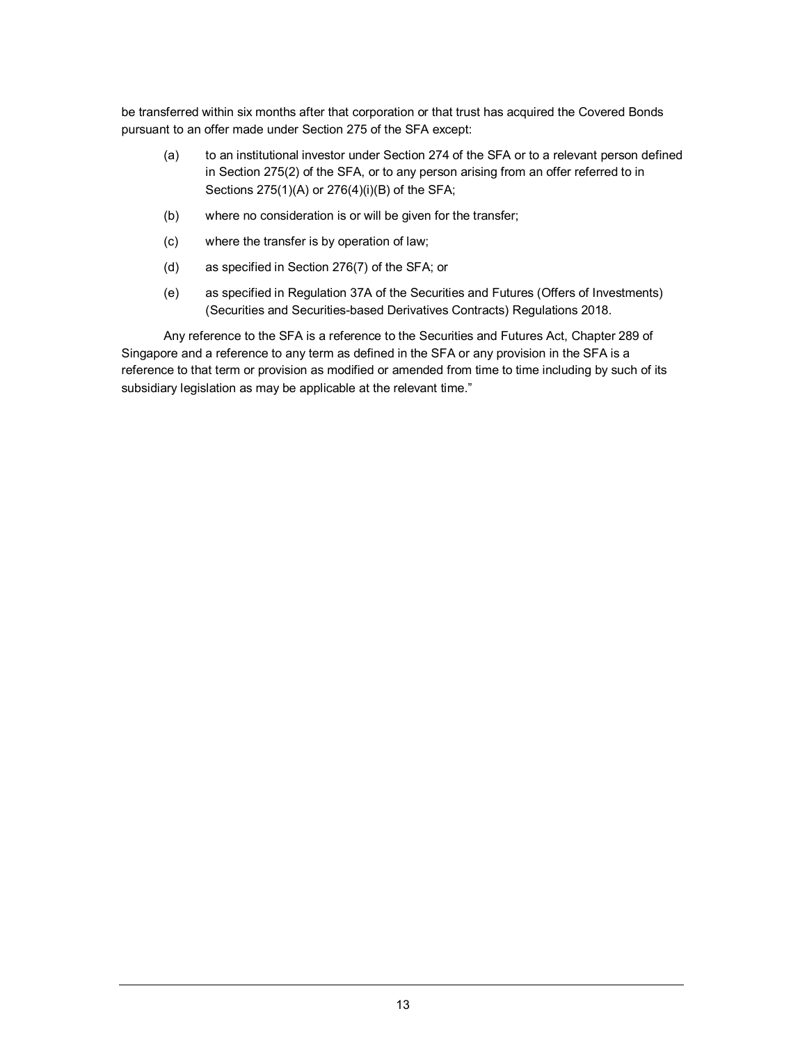be transferred within six months after that corporation or that trust has acquired the Covered Bonds pursuant to an offer made under Section 275 of the SFA except:

(a) to an institutional investor under Section 274 of the SFA or to a relevant person defined in Section 275(2) of the SFA, or to any person arising from an offer referred to in Sections 275(1)(A) or 276(4)(i)(B) of the SFA;

(b) where no consideration is or will be given for the transfer;

(c) where the transfer is by operation of law;

(d) as specified in Section 276(7) of the SFA; or

(e) as specified in Regulation 37A of the Securities and Futures (Offers of Investments) (Securities and Securities-based Derivatives Contracts) Regulations 2018.

Any reference to the SFA is a reference to the Securities and Futures Act, Chapter 289 of Singapore and a reference to any term as defined in the SFA or any provision in the SFA is a reference to that term or provision as modified or amended from time to time including by such of its subsidiary legislation as may be applicable at the relevant time."